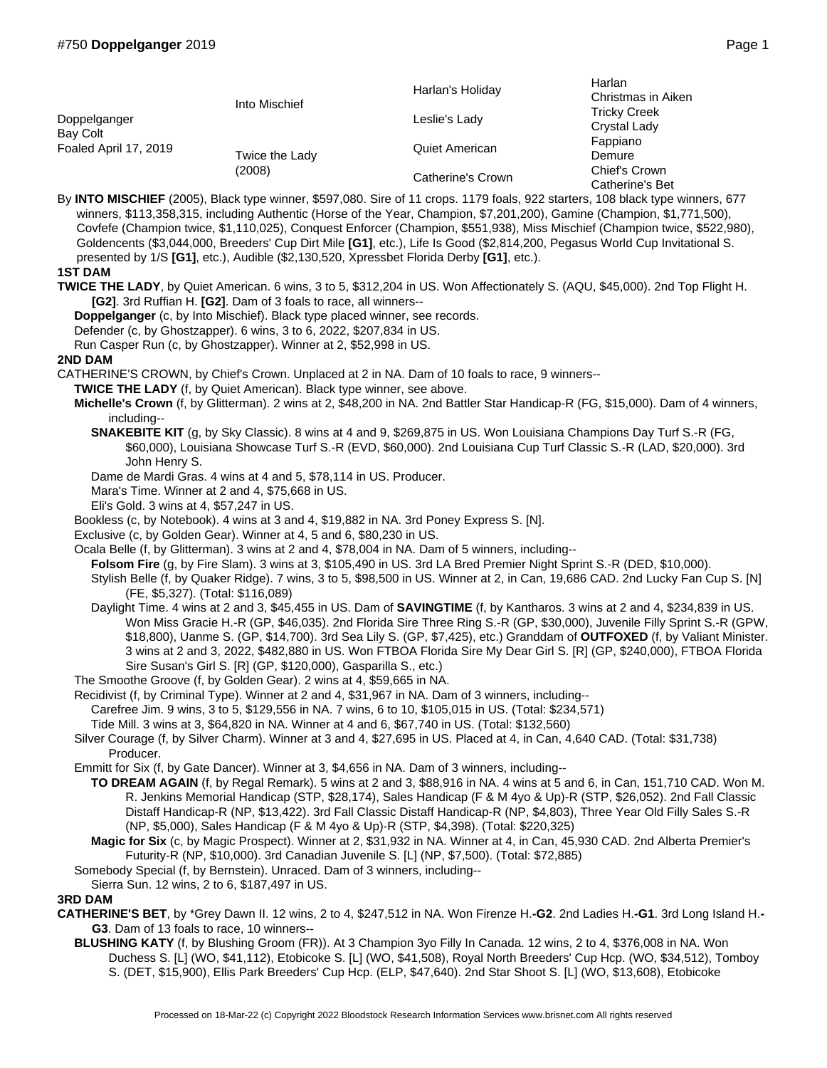#750 **Doppelganger** 2019

| | | | |
|---|---|---|---|
| Doppelganger<br>Bay Colt<br>Foaled April 17, 2019 | Into Mischief | Harlan's Holiday | Harlan |
| | | | Christmas in Aiken |
| | | Leslie's Lady | Tricky Creek |
| | | | Crystal Lady |
| | Twice the Lady<br>(2008) | Quiet American | Fappiano |
| | | | Demure |
| | | Catherine's Crown | Chief's Crown |
| | | | Catherine's Bet |

By **INTO MISCHIEF** (2005), Black type winner, $597,080. Sire of 11 crops. 1179 foals, 922 starters, 108 black type winners, 677 winners, $113,358,315, including Authentic (Horse of the Year, Champion, $7,201,200), Gamine (Champion, $1,771,500), Covfefe (Champion twice, $1,110,025), Conquest Enforcer (Champion, $551,938), Miss Mischief (Champion twice, $522,980), Goldencents ($3,044,000, Breeders' Cup Dirt Mile **[G1]**, etc.), Life Is Good ($2,814,200, Pegasus World Cup Invitational S. presented by 1/S **[G1]**, etc.), Audible ($2,130,520, Xpressbet Florida Derby **[G1]**, etc.).

**1ST DAM**

**TWICE THE LADY**, by Quiet American. 6 wins, 3 to 5, $312,204 in US. Won Affectionately S. (AQU, $45,000). 2nd Top Flight H. **[G2]**. 3rd Ruffian H. **[G2]**. Dam of 3 foals to race, all winners--

**Doppelganger** (c, by Into Mischief). Black type placed winner, see records.

Defender (c, by Ghostzapper). 6 wins, 3 to 6, 2022, $207,834 in US.

Run Casper Run (c, by Ghostzapper). Winner at 2, $52,998 in US.

**2ND DAM**

CATHERINE'S CROWN, by Chief's Crown. Unplaced at 2 in NA. Dam of 10 foals to race, 9 winners--

**TWICE THE LADY** (f, by Quiet American). Black type winner, see above.

**Michelle's Crown** (f, by Glitterman). 2 wins at 2, $48,200 in NA. 2nd Battler Star Handicap-R (FG, $15,000). Dam of 4 winners, including--

**SNAKEBITE KIT** (g, by Sky Classic). 8 wins at 4 and 9, $269,875 in US. Won Louisiana Champions Day Turf S.-R (FG, $60,000), Louisiana Showcase Turf S.-R (EVD, $60,000). 2nd Louisiana Cup Turf Classic S.-R (LAD, $20,000). 3rd John Henry S.

Dame de Mardi Gras. 4 wins at 4 and 5, $78,114 in US. Producer.

Mara's Time. Winner at 2 and 4, $75,668 in US.

Eli's Gold. 3 wins at 4, $57,247 in US.

Bookless (c, by Notebook). 4 wins at 3 and 4, $19,882 in NA. 3rd Poney Express S. [N].

Exclusive (c, by Golden Gear). Winner at 4, 5 and 6, $80,230 in US.

Ocala Belle (f, by Glitterman). 3 wins at 2 and 4, $78,004 in NA. Dam of 5 winners, including--

**Folsom Fire** (g, by Fire Slam). 3 wins at 3, $105,490 in US. 3rd LA Bred Premier Night Sprint S.-R (DED, $10,000).

Stylish Belle (f, by Quaker Ridge). 7 wins, 3 to 5, $98,500 in US. Winner at 2, in Can, 19,686 CAD. 2nd Lucky Fan Cup S. [N] (FE, $5,327). (Total: $116,089)

Daylight Time. 4 wins at 2 and 3, $45,455 in US. Dam of **SAVINGTIME** (f, by Kantharos. 3 wins at 2 and 4, $234,839 in US. Won Miss Gracie H.-R (GP, $46,035). 2nd Florida Sire Three Ring S.-R (GP, $30,000), Juvenile Filly Sprint S.-R (GPW, $18,800), Uanme S. (GP, $14,700). 3rd Sea Lily S. (GP, $7,425), etc.) Granddam of **OUTFOXED** (f, by Valiant Minister. 3 wins at 2 and 3, 2022, $482,880 in US. Won FTBOA Florida Sire My Dear Girl S. [R] (GP, $240,000), FTBOA Florida Sire Susan's Girl S. [R] (GP, $120,000), Gasparilla S., etc.)

The Smoothe Groove (f, by Golden Gear). 2 wins at 4, $59,665 in NA.

Recidivist (f, by Criminal Type). Winner at 2 and 4, $31,967 in NA. Dam of 3 winners, including--

Carefree Jim. 9 wins, 3 to 5, $129,556 in NA. 7 wins, 6 to 10, $105,015 in US. (Total: $234,571)

Tide Mill. 3 wins at 3, $64,820 in NA. Winner at 4 and 6, $67,740 in US. (Total: $132,560)

Silver Courage (f, by Silver Charm). Winner at 3 and 4, $27,695 in US. Placed at 4, in Can, 4,640 CAD. (Total: $31,738) Producer.

Emmitt for Six (f, by Gate Dancer). Winner at 3, $4,656 in NA. Dam of 3 winners, including--

**TO DREAM AGAIN** (f, by Regal Remark). 5 wins at 2 and 3, $88,916 in NA. 4 wins at 5 and 6, in Can, 151,710 CAD. Won M. R. Jenkins Memorial Handicap (STP, $28,174), Sales Handicap (F & M 4yo & Up)-R (STP, $26,052). 2nd Fall Classic Distaff Handicap-R (NP, $13,422). 3rd Fall Classic Distaff Handicap-R (NP, $4,803), Three Year Old Filly Sales S.-R (NP, $5,000), Sales Handicap (F & M 4yo & Up)-R (STP, $4,398). (Total: $220,325)

**Magic for Six** (c, by Magic Prospect). Winner at 2, $31,932 in NA. Winner at 4, in Can, 45,930 CAD. 2nd Alberta Premier's Futurity-R (NP, $10,000). 3rd Canadian Juvenile S. [L] (NP, $7,500). (Total: $72,885)

Somebody Special (f, by Bernstein). Unraced. Dam of 3 winners, including--

Sierra Sun. 12 wins, 2 to 6, $187,497 in US.

**3RD DAM**

**CATHERINE'S BET**, by *Grey Dawn II. 12 wins, 2 to 4, $247,512 in NA. Won Firenze H.**-G2**. 2nd Ladies H.**-G1**. 3rd Long Island H.**-G3**. Dam of 13 foals to race, 10 winners--

**BLUSHING KATY** (f, by Blushing Groom (FR)). At 3 Champion 3yo Filly In Canada. 12 wins, 2 to 4, $376,008 in NA. Won Duchess S. [L] (WO, $41,112), Etobicoke S. [L] (WO, $41,508), Royal North Breeders' Cup Hcp. (WO, $34,512), Tomboy S. (DET, $15,900), Ellis Park Breeders' Cup Hcp. (ELP, $47,640). 2nd Star Shoot S. [L] (WO, $13,608), Etobicoke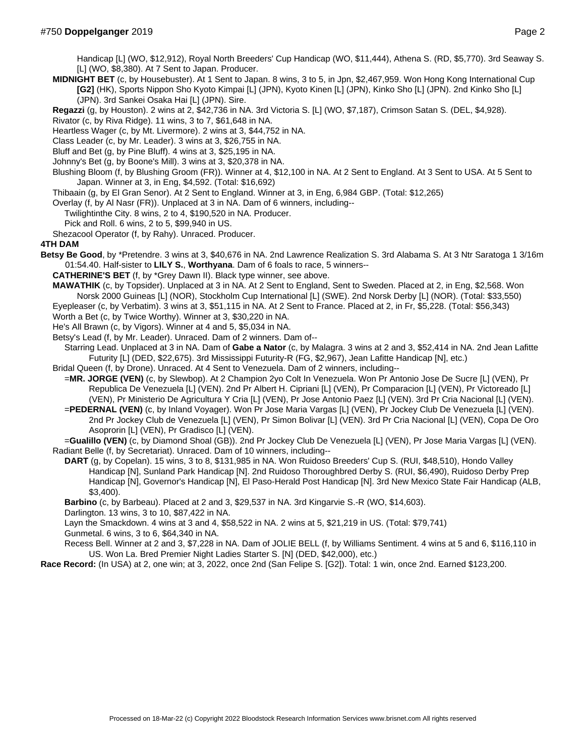Handicap [L] (WO, $12,912), Royal North Breeders' Cup Handicap (WO, $11,444), Athena S. (RD, $5,770). 3rd Seaway S. [L] (WO, $8,380). At 7 Sent to Japan. Producer.

**MIDNIGHT BET** (c, by Housebuster). At 1 Sent to Japan. 8 wins, 3 to 5, in Jpn, $2,467,959. Won Hong Kong International Cup **[G2]** (HK), Sports Nippon Sho Kyoto Kimpai [L] (JPN), Kyoto Kinen [L] (JPN), Kinko Sho [L] (JPN). 2nd Kinko Sho [L] (JPN). 3rd Sankei Osaka Hai [L] (JPN). Sire.

**Regazzi** (g, by Houston). 2 wins at 2, $42,736 in NA. 3rd Victoria S. [L] (WO, $7,187), Crimson Satan S. (DEL, $4,928).

Rivator (c, by Riva Ridge). 11 wins, 3 to 7, $61,648 in NA.

Heartless Wager (c, by Mt. Livermore). 2 wins at 3, $44,752 in NA.

Class Leader (c, by Mr. Leader). 3 wins at 3, $26,755 in NA.

Bluff and Bet (g, by Pine Bluff). 4 wins at 3, $25,195 in NA.

Johnny's Bet (g, by Boone's Mill). 3 wins at 3, $20,378 in NA.

Blushing Bloom (f, by Blushing Groom (FR)). Winner at 4, $12,100 in NA. At 2 Sent to England. At 3 Sent to USA. At 5 Sent to Japan. Winner at 3, in Eng, $4,592. (Total: $16,692)

Thibaain (g, by El Gran Senor). At 2 Sent to England. Winner at 3, in Eng, 6,984 GBP. (Total: $12,265)

Overlay (f, by Al Nasr (FR)). Unplaced at 3 in NA. Dam of 6 winners, including--

Twilightinthe City. 8 wins, 2 to 4, $190,520 in NA. Producer.

Pick and Roll. 6 wins, 2 to 5, $99,940 in US.

Shezacool Operator (f, by Rahy). Unraced. Producer.

**4TH DAM**

**Betsy Be Good**, by *Pretendre. 3 wins at 3, $40,676 in NA. 2nd Lawrence Realization S. 3rd Alabama S. At 3 Ntr Saratoga 1 3/16m 01:54.40. Half-sister to **LILY S.**, **Worthyana**. Dam of 6 foals to race, 5 winners--

**CATHERINE'S BET** (f, by *Grey Dawn II). Black type winner, see above.

**MAWATHIK** (c, by Topsider). Unplaced at 3 in NA. At 2 Sent to England, Sent to Sweden. Placed at 2, in Eng, $2,568. Won Norsk 2000 Guineas [L] (NOR), Stockholm Cup International [L] (SWE). 2nd Norsk Derby [L] (NOR). (Total: $33,550)

Eyepleaser (c, by Verbatim). 3 wins at 3, $51,115 in NA. At 2 Sent to France. Placed at 2, in Fr, $5,228. (Total: $56,343)

Worth a Bet (c, by Twice Worthy). Winner at 3, $30,220 in NA.

He's All Brawn (c, by Vigors). Winner at 4 and 5, $5,034 in NA.

Betsy's Lead (f, by Mr. Leader). Unraced. Dam of 2 winners. Dam of--

Starring Lead. Unplaced at 3 in NA. Dam of **Gabe a Nator** (c, by Malagra. 3 wins at 2 and 3, $52,414 in NA. 2nd Jean Lafitte Futurity [L] (DED, $22,675). 3rd Mississippi Futurity-R (FG, $2,967), Jean Lafitte Handicap [N], etc.)

Bridal Queen (f, by Drone). Unraced. At 4 Sent to Venezuela. Dam of 2 winners, including--

=**MR. JORGE (VEN)** (c, by Slewbop). At 2 Champion 2yo Colt In Venezuela. Won Pr Antonio Jose De Sucre [L] (VEN), Pr Republica De Venezuela [L] (VEN). 2nd Pr Albert H. Cipriani [L] (VEN), Pr Comparacion [L] (VEN), Pr Victoreado [L] (VEN), Pr Ministerio De Agricultura Y Cria [L] (VEN), Pr Jose Antonio Paez [L] (VEN). 3rd Pr Cria Nacional [L] (VEN).

=**PEDERNAL (VEN)** (c, by Inland Voyager). Won Pr Jose Maria Vargas [L] (VEN), Pr Jockey Club De Venezuela [L] (VEN). 2nd Pr Jockey Club de Venezuela [L] (VEN), Pr Simon Bolivar [L] (VEN). 3rd Pr Cria Nacional [L] (VEN), Copa De Oro Asoprorin [L] (VEN), Pr Gradisco [L] (VEN).

=**Gualillo (VEN)** (c, by Diamond Shoal (GB)). 2nd Pr Jockey Club De Venezuela [L] (VEN), Pr Jose Maria Vargas [L] (VEN).

Radiant Belle (f, by Secretariat). Unraced. Dam of 10 winners, including--

**DART** (g, by Copelan). 15 wins, 3 to 8, $131,985 in NA. Won Ruidoso Breeders' Cup S. (RUI, $48,510), Hondo Valley Handicap [N], Sunland Park Handicap [N]. 2nd Ruidoso Thoroughbred Derby S. (RUI, $6,490), Ruidoso Derby Prep Handicap [N], Governor's Handicap [N], El Paso-Herald Post Handicap [N]. 3rd New Mexico State Fair Handicap (ALB, $3,400).

**Barbino** (c, by Barbeau). Placed at 2 and 3, $29,537 in NA. 3rd Kingarvie S.-R (WO, $14,603).

Darlington. 13 wins, 3 to 10, $87,422 in NA.

Layn the Smackdown. 4 wins at 3 and 4, $58,522 in NA. 2 wins at 5, $21,219 in US. (Total: $79,741)

Gunmetal. 6 wins, 3 to 6, $64,340 in NA.

Recess Bell. Winner at 2 and 3, $7,228 in NA. Dam of JOLIE BELL (f, by Williams Sentiment. 4 wins at 5 and 6, $116,110 in US. Won La. Bred Premier Night Ladies Starter S. [N] (DED, $42,000), etc.)

**Race Record:** (In USA) at 2, one win; at 3, 2022, once 2nd (San Felipe S. [G2]). Total: 1 win, once 2nd. Earned $123,200.